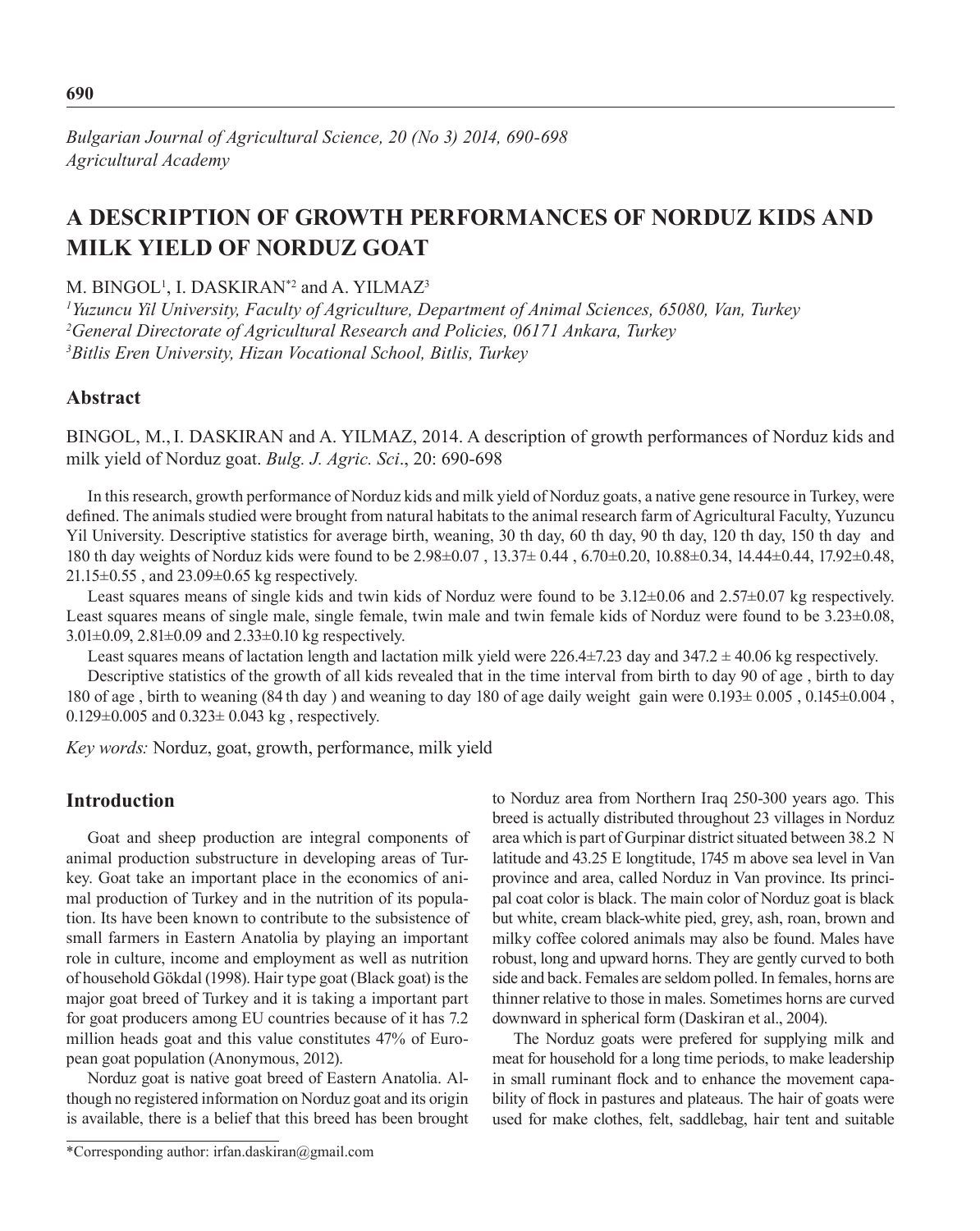*Bulgarian Journal of Agricultural Science, 20 (No 3) 2014, 690-698*
*Agricultural Academy*

# A DESCRIPTION OF GROWTH PERFORMANCES OF NORDUZ KIDS AND MILK YIELD OF NORDUZ GOAT

M. BINGOL[1], I. DASKIRAN*[2] and A. YILMAZ[3]

[1]*Yuzuncu Yil University, Faculty of Agriculture, Department of Animal Sciences, 65080, Van, Turkey*
[2]*General Directorate of Agricultural Research and Policies, 06171 Ankara, Turkey*
[3]*Bitlis Eren University, Hizan Vocational School, Bitlis, Turkey*

## Abstract

BINGOL, M., I. DASKIRAN and A. YILMAZ, 2014. A description of growth performances of Norduz kids and milk yield of Norduz goat. *Bulg. J. Agric. Sci*., 20: 690-698

In this research, growth performance of Norduz kids and milk yield of Norduz goats, a native gene resource in Turkey, were defined. The animals studied were brought from natural habitats to the animal research farm of Agricultural Faculty, Yuzuncu Yil University. Descriptive statistics for average birth, weaning, 30 th day, 60 th day, 90 th day, 120 th day, 150 th day and 180 th day weights of Norduz kids were found to be 2.98±0.07 , 13.37± 0.44 , 6.70±0.20, 10.88±0.34, 14.44±0.44, 17.92±0.48, 21.15±0.55 , and 23.09±0.65 kg respectively.

Least squares means of single kids and twin kids of Norduz were found to be 3.12±0.06 and 2.57±0.07 kg respectively. Least squares means of single male, single female, twin male and twin female kids of Norduz were found to be 3.23±0.08, 3.01±0.09, 2.81±0.09 and 2.33±0.10 kg respectively.

Least squares means of lactation length and lactation milk yield were 226.4±7.23 day and 347.2 ± 40.06 kg respectively.

Descriptive statistics of the growth of all kids revealed that in the time interval from birth to day 90 of age , birth to day 180 of age , birth to weaning (84 th day ) and weaning to day 180 of age daily weight gain were 0.193± 0.005 , 0.145±0.004 , 0.129±0.005 and 0.323± 0.043 kg , respectively.

*Key words:* Norduz, goat, growth, performance, milk yield

## Introduction

Goat and sheep production are integral components of animal production substructure in developing areas of Turkey. Goat take an important place in the economics of animal production of Turkey and in the nutrition of its population. Its have been known to contribute to the subsistence of small farmers in Eastern Anatolia by playing an important role in culture, income and employment as well as nutrition of household Gökdal (1998). Hair type goat (Black goat) is the major goat breed of Turkey and it is taking a important part for goat producers among EU countries because of it has 7.2 million heads goat and this value constitutes 47% of European goat population (Anonymous, 2012).

Norduz goat is native goat breed of Eastern Anatolia. Although no registered information on Norduz goat and its origin is available, there is a belief that this breed has been brought to Norduz area from Northern Iraq 250-300 years ago. This breed is actually distributed throughout 23 villages in Norduz area which is part of Gurpinar district situated between 38.2 N latitude and 43.25 E longtitude, 1745 m above sea level in Van province and area, called Norduz in Van province. Its principal coat color is black. The main color of Norduz goat is black but white, cream black-white pied, grey, ash, roan, brown and milky coffee colored animals may also be found. Males have robust, long and upward horns. They are gently curved to both side and back. Females are seldom polled. In females, horns are thinner relative to those in males. Sometimes horns are curved downward in spherical form (Daskiran et al., 2004).

The Norduz goats were prefered for supplying milk and meat for household for a long time periods, to make leadership in small ruminant flock and to enhance the movement capability of flock in pastures and plateaus. The hair of goats were used for make clothes, felt, saddlebag, hair tent and suitable

*Corresponding author: irfan.daskiran@gmail.com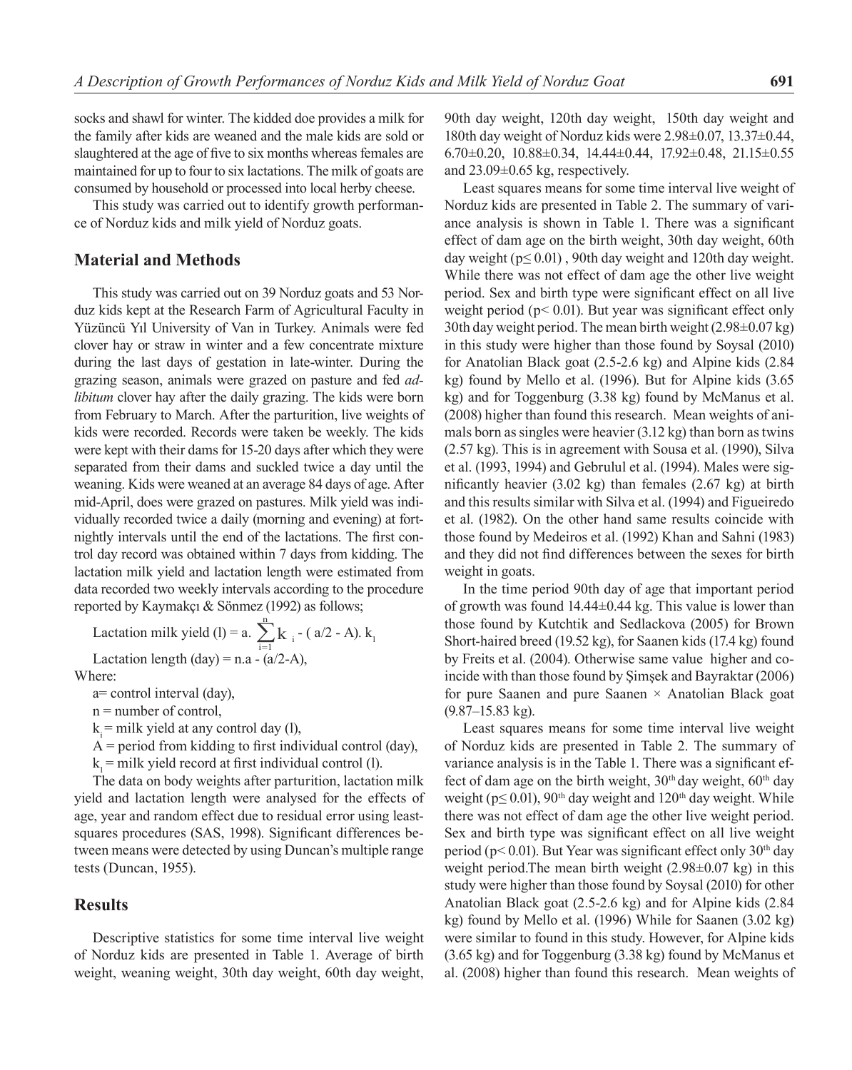socks and shawl for winter. The kidded doe provides a milk for the family after kids are weaned and the male kids are sold or slaughtered at the age of five to six months whereas females are maintained for up to four to six lactations. The milk of goats are consumed by household or processed into local herby cheese.

This study was carried out to identify growth performance of Norduz kids and milk yield of Norduz goats.

## Material and Methods

This study was carried out on 39 Norduz goats and 53 Norduz kids kept at the Research Farm of Agricultural Faculty in Yüzüncü Yıl University of Van in Turkey. Animals were fed clover hay or straw in winter and a few concentrate mixture during the last days of gestation in late-winter. During the grazing season, animals were grazed on pasture and fed *ad-libitum* clover hay after the daily grazing. The kids were born from February to March. After the parturition, live weights of kids were recorded. Records were taken be weekly. The kids were kept with their dams for 15-20 days after which they were separated from their dams and suckled twice a day until the weaning. Kids were weaned at an average 84 days of age. After mid-April, does were grazed on pastures. Milk yield was individually recorded twice a daily (morning and evening) at fortnightly intervals until the end of the lactations. The first control day record was obtained within 7 days from kidding. The lactation milk yield and lactation length were estimated from data recorded two weekly intervals according to the procedure reported by Kaymakçı & Sönmez (1992) as follows;

$$\text{Lactation milk yield (l)} = a. \sum_{i=1}^{n} k_i - (a/2 - A). k_1$$

$$\text{Lactation length (day)} = n.a - (a/2 - A),$$

Where:

a= control interval (day),

n = number of control,

$k_i$ = milk yield at any control day (l),

A = period from kidding to first individual control (day),

$k_1$ = milk yield record at first individual control (l).

The data on body weights after parturition, lactation milk yield and lactation length were analysed for the effects of age, year and random effect due to residual error using least-squares procedures (SAS, 1998). Significant differences between means were detected by using Duncan's multiple range tests (Duncan, 1955).

## Results

Descriptive statistics for some time interval live weight of Norduz kids are presented in Table 1. Average of birth weight, weaning weight, 30th day weight, 60th day weight, 90th day weight, 120th day weight, 150th day weight and 180th day weight of Norduz kids were 2.98±0.07, 13.37±0.44, 6.70±0.20, 10.88±0.34, 14.44±0.44, 17.92±0.48, 21.15±0.55 and 23.09±0.65 kg, respectively.

Least squares means for some time interval live weight of Norduz kids are presented in Table 2. The summary of variance analysis is shown in Table 1. There was a significant effect of dam age on the birth weight, 30th day weight, 60th day weight ($p \leq 0.01$) , 90th day weight and 120th day weight. While there was not effect of dam age the other live weight period. Sex and birth type were significant effect on all live weight period ($p < 0.01$). But year was significant effect only 30th day weight period. The mean birth weight (2.98±0.07 kg) in this study were higher than those found by Soysal (2010) for Anatolian Black goat (2.5-2.6 kg) and Alpine kids (2.84 kg) found by Mello et al. (1996). But for Alpine kids (3.65 kg) and for Toggenburg (3.38 kg) found by McManus et al. (2008) higher than found this research. Mean weights of animals born as singles were heavier (3.12 kg) than born as twins (2.57 kg). This is in agreement with Sousa et al. (1990), Silva et al. (1993, 1994) and Gebrulul et al. (1994). Males were significantly heavier (3.02 kg) than females (2.67 kg) at birth and this results similar with Silva et al. (1994) and Figueiredo et al. (1982). On the other hand same results coincide with those found by Medeiros et al. (1992) Khan and Sahni (1983) and they did not find differences between the sexes for birth weight in goats.

In the time period 90th day of age that important period of growth was found 14.44±0.44 kg. This value is lower than those found by Kutchtik and Sedlackova (2005) for Brown Short-haired breed (19.52 kg), for Saanen kids (17.4 kg) found by Freits et al. (2004). Otherwise same value higher and coincide with than those found by Şimşek and Bayraktar (2006) for pure Saanen and pure Saanen × Anatolian Black goat (9.87–15.83 kg).

Least squares means for some time interval live weight of Norduz kids are presented in Table 2. The summary of variance analysis is in the Table 1. There was a significant effect of dam age on the birth weight, 30th day weight, 60th day weight ($p \leq 0.01$), 90th day weight and 120th day weight. While there was not effect of dam age the other live weight period. Sex and birth type was significant effect on all live weight period ($p < 0.01$). But Year was significant effect only 30th day weight period.The mean birth weight (2.98±0.07 kg) in this study were higher than those found by Soysal (2010) for other Anatolian Black goat (2.5-2.6 kg) and for Alpine kids (2.84 kg) found by Mello et al. (1996) While for Saanen (3.02 kg) were similar to found in this study. However, for Alpine kids (3.65 kg) and for Toggenburg (3.38 kg) found by McManus et al. (2008) higher than found this research. Mean weights of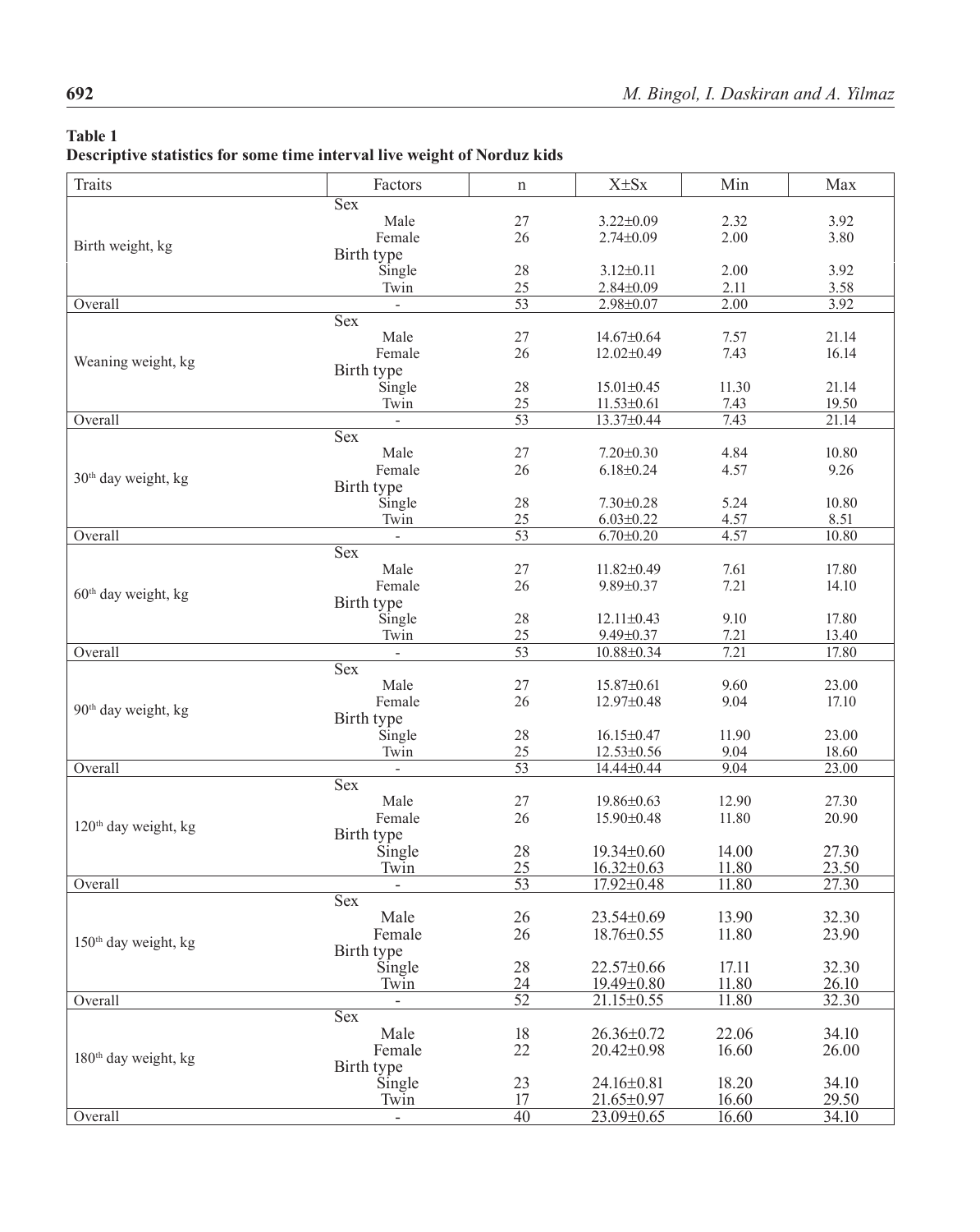**Table 1**
**Descriptive statistics for some time interval live weight of Norduz kids**

| Traits | Factors | n | X±Sx | Min | Max |
|---|---|---|---|---|---|
| Birth weight, kg | Sex | | | | |
| | Male | 27 | 3.22±0.09 | 2.32 | 3.92 |
| | Female | 26 | 2.74±0.09 | 2.00 | 3.80 |
| | Birth type | | | | |
| | Single | 28 | 3.12±0.11 | 2.00 | 3.92 |
| | Twin | 25 | 2.84±0.09 | 2.11 | 3.58 |
| Overall | - | 53 | 2.98±0.07 | 2.00 | 3.92 |
| Weaning weight, kg | Sex | | | | |
| | Male | 27 | 14.67±0.64 | 7.57 | 21.14 |
| | Female | 26 | 12.02±0.49 | 7.43 | 16.14 |
| | Birth type | | | | |
| | Single | 28 | 15.01±0.45 | 11.30 | 21.14 |
| | Twin | 25 | 11.53±0.61 | 7.43 | 19.50 |
| Overall | - | 53 | 13.37±0.44 | 7.43 | 21.14 |
| 30th day weight, kg | Sex | | | | |
| | Male | 27 | 7.20±0.30 | 4.84 | 10.80 |
| | Female | 26 | 6.18±0.24 | 4.57 | 9.26 |
| | Birth type | | | | |
| | Single | 28 | 7.30±0.28 | 5.24 | 10.80 |
| | Twin | 25 | 6.03±0.22 | 4.57 | 8.51 |
| Overall | - | 53 | 6.70±0.20 | 4.57 | 10.80 |
| 60th day weight, kg | Sex | | | | |
| | Male | 27 | 11.82±0.49 | 7.61 | 17.80 |
| | Female | 26 | 9.89±0.37 | 7.21 | 14.10 |
| | Birth type | | | | |
| | Single | 28 | 12.11±0.43 | 9.10 | 17.80 |
| | Twin | 25 | 9.49±0.37 | 7.21 | 13.40 |
| Overall | - | 53 | 10.88±0.34 | 7.21 | 17.80 |
| 90th day weight, kg | Sex | | | | |
| | Male | 27 | 15.87±0.61 | 9.60 | 23.00 |
| | Female | 26 | 12.97±0.48 | 9.04 | 17.10 |
| | Birth type | | | | |
| | Single | 28 | 16.15±0.47 | 11.90 | 23.00 |
| | Twin | 25 | 12.53±0.56 | 9.04 | 18.60 |
| Overall | - | 53 | 14.44±0.44 | 9.04 | 23.00 |
| 120th day weight, kg | Sex | | | | |
| | Male | 27 | 19.86±0.63 | 12.90 | 27.30 |
| | Female | 26 | 15.90±0.48 | 11.80 | 20.90 |
| | Birth type | | | | |
| | Single | 28 | 19.34±0.60 | 14.00 | 27.30 |
| | Twin | 25 | 16.32±0.63 | 11.80 | 23.50 |
| Overall | - | 53 | 17.92±0.48 | 11.80 | 27.30 |
| 150th day weight, kg | Sex | | | | |
| | Male | 26 | 23.54±0.69 | 13.90 | 32.30 |
| | Female | 26 | 18.76±0.55 | 11.80 | 23.90 |
| | Birth type | | | | |
| | Single | 28 | 22.57±0.66 | 17.11 | 32.30 |
| | Twin | 24 | 19.49±0.80 | 11.80 | 26.10 |
| Overall | - | 52 | 21.15±0.55 | 11.80 | 32.30 |
| 180th day weight, kg | Sex | | | | |
| | Male | 18 | 26.36±0.72 | 22.06 | 34.10 |
| | Female | 22 | 20.42±0.98 | 16.60 | 26.00 |
| | Birth type | | | | |
| | Single | 23 | 24.16±0.81 | 18.20 | 34.10 |
| | Twin | 17 | 21.65±0.97 | 16.60 | 29.50 |
| Overall | - | 40 | 23.09±0.65 | 16.60 | 34.10 |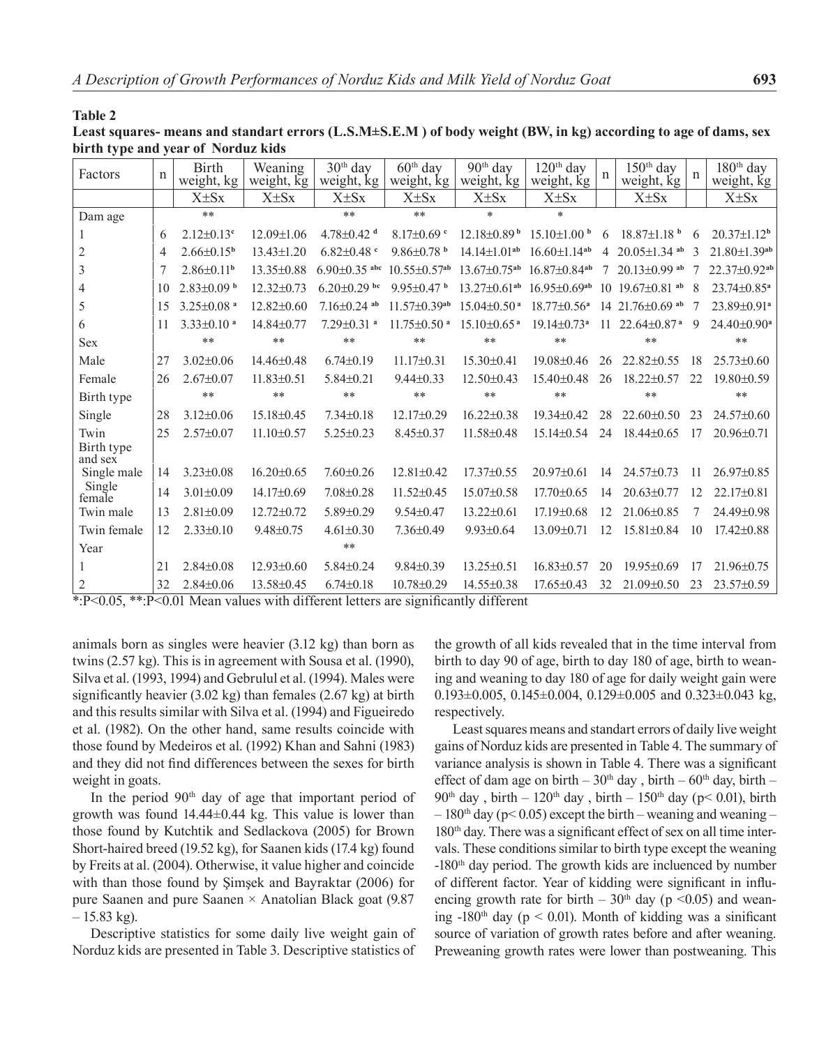**Table 2**

**Least squares- means and standart errors (L.S.M±S.E.M ) of body weight (BW, in kg) according to age of dams, sex birth type and year of Norduz kids**

| Factors | n | Birth weight, kg | Weaning weight, kg | 30th day weight, kg | 60th day weight, kg | 90th day weight, kg | 120th day weight, kg | n | 150th day weight, kg | n | 180th day weight, kg |
|---|---|---|---|---|---|---|---|---|---|---|---|
| | | X±Sx | X±Sx | X±Sx | X±Sx | X±Sx | X±Sx | | X±Sx | | X±Sx |
| Dam age | | ** | | ** | ** | * | * | | | | |
| 1 | 6 | 2.12±0.13[c] | 12.09±1.06 | 4.78±0.42 [d] | 8.17±0.69 [c] | 12.18±0.89 [b] | 15.10±1.00 [b] | 6 | 18.87±1.18 [b] | 6 | 20.37±1.12[b] |
| 2 | 4 | 2.66±0.15[b] | 13.43±1.20 | 6.82±0.48 [c] | 9.86±0.78 [b] | 14.14±1.01[ab] | 16.60±1.14[ab] | 4 | 20.05±1.34 [ab] | 3 | 21.80±1.39[ab] |
| 3 | 7 | 2.86±0.11[b] | 13.35±0.88 | 6.90±0.35 [abc] | 10.55±0.57[ab] | 13.67±0.75[ab] | 16.87±0.84[ab] | 7 | 20.13±0.99 [ab] | 7 | 22.37±0.92[ab] |
| 4 | 10 | 2.83±0.09 [b] | 12.32±0.73 | 6.20±0.29 [bc] | 9.95±0.47 [b] | 13.27±0.61[ab] | 16.95±0.69[ab] | 10 | 19.67±0.81 [ab] | 8 | 23.74±0.85[a] |
| 5 | 15 | 3.25±0.08 [a] | 12.82±0.60 | 7.16±0.24 [ab] | 11.57±0.39[ab] | 15.04±0.50 [a] | 18.77±0.56[a] | 14 | 21.76±0.69 [ab] | 7 | 23.89±0.91[a] |
| 6 | 11 | 3.33±0.10 [a] | 14.84±0.77 | 7.29±0.31 [a] | 11.75±0.50 [a] | 15.10±0.65 [a] | 19.14±0.73[a] | 11 | 22.64±0.87 [a] | 9 | 24.40±0.90[a] |
| Sex | | ** | ** | ** | ** | ** | ** | | ** | | ** |
| Male | 27 | 3.02±0.06 | 14.46±0.48 | 6.74±0.19 | 11.17±0.31 | 15.30±0.41 | 19.08±0.46 | 26 | 22.82±0.55 | 18 | 25.73±0.60 |
| Female | 26 | 2.67±0.07 | 11.83±0.51 | 5.84±0.21 | 9.44±0.33 | 12.50±0.43 | 15.40±0.48 | 26 | 18.22±0.57 | 22 | 19.80±0.59 |
| Birth type | | ** | ** | ** | ** | ** | ** | | ** | | ** |
| Single | 28 | 3.12±0.06 | 15.18±0.45 | 7.34±0.18 | 12.17±0.29 | 16.22±0.38 | 19.34±0.42 | 28 | 22.60±0.50 | 23 | 24.57±0.60 |
| Twin | 25 | 2.57±0.07 | 11.10±0.57 | 5.25±0.23 | 8.45±0.37 | 11.58±0.48 | 15.14±0.54 | 24 | 18.44±0.65 | 17 | 20.96±0.71 |
| Birth type and sex | | | | | | | | | | | |
| Single male | 14 | 3.23±0.08 | 16.20±0.65 | 7.60±0.26 | 12.81±0.42 | 17.37±0.55 | 20.97±0.61 | 14 | 24.57±0.73 | 11 | 26.97±0.85 |
| Single female | 14 | 3.01±0.09 | 14.17±0.69 | 7.08±0.28 | 11.52±0.45 | 15.07±0.58 | 17.70±0.65 | 14 | 20.63±0.77 | 12 | 22.17±0.81 |
| Twin male | 13 | 2.81±0.09 | 12.72±0.72 | 5.89±0.29 | 9.54±0.47 | 13.22±0.61 | 17.19±0.68 | 12 | 21.06±0.85 | 7 | 24.49±0.98 |
| Twin female | 12 | 2.33±0.10 | 9.48±0.75 | 4.61±0.30 | 7.36±0.49 | 9.93±0.64 | 13.09±0.71 | 12 | 15.81±0.84 | 10 | 17.42±0.88 |
| Year | | | | ** | | | | | | | |
| 1 | 21 | 2.84±0.08 | 12.93±0.60 | 5.84±0.24 | 9.84±0.39 | 13.25±0.51 | 16.83±0.57 | 20 | 19.95±0.69 | 17 | 21.96±0.75 |
| 2 | 32 | 2.84±0.06 | 13.58±0.45 | 6.74±0.18 | 10.78±0.29 | 14.55±0.38 | 17.65±0.43 | 32 | 21.09±0.50 | 23 | 23.57±0.59 |

*:P<0.05, **:P<0.01 Mean values with different letters are significantly different

animals born as singles were heavier (3.12 kg) than born as twins (2.57 kg). This is in agreement with Sousa et al. (1990), Silva et al. (1993, 1994) and Gebrulul et al. (1994). Males were significantly heavier (3.02 kg) than females (2.67 kg) at birth and this results similar with Silva et al. (1994) and Figueiredo et al. (1982). On the other hand, same results coincide with those found by Medeiros et al. (1992) Khan and Sahni (1983) and they did not find differences between the sexes for birth weight in goats.

In the period 90th day of age that important period of growth was found 14.44±0.44 kg. This value is lower than those found by Kutchtik and Sedlackova (2005) for Brown Short-haired breed (19.52 kg), for Saanen kids (17.4 kg) found by Freits at al. (2004). Otherwise, it value higher and coincide with than those found by Şimşek and Bayraktar (2006) for pure Saanen and pure Saanen × Anatolian Black goat (9.87 – 15.83 kg).

Descriptive statistics for some daily live weight gain of Norduz kids are presented in Table 3. Descriptive statistics of the growth of all kids revealed that in the time interval from birth to day 90 of age, birth to day 180 of age, birth to weaning and weaning to day 180 of age for daily weight gain were 0.193±0.005, 0.145±0.004, 0.129±0.005 and 0.323±0.043 kg, respectively.

Least squares means and standart errors of daily live weight gains of Norduz kids are presented in Table 4. The summary of variance analysis is shown in Table 4. There was a significant effect of dam age on birth – 30th day , birth – 60th day, birth – 90th day , birth – 120th day , birth – 150th day ($p < 0.01$), birth – 180th day ($p < 0.05$) except the birth – weaning and weaning – 180th day. There was a significant effect of sex on all time intervals. These conditions similar to birth type except the weaning -180th day period. The growth kids are inclucenced by number of different factor. Year of kidding were significant in influencing growth rate for birth – 30th day ($p < 0.05$) and weaning -180th day ($p < 0.01$). Month of kidding was a sinificant source of variation of growth rates before and after weaning. Preweaning growth rates were lower than postweaning. This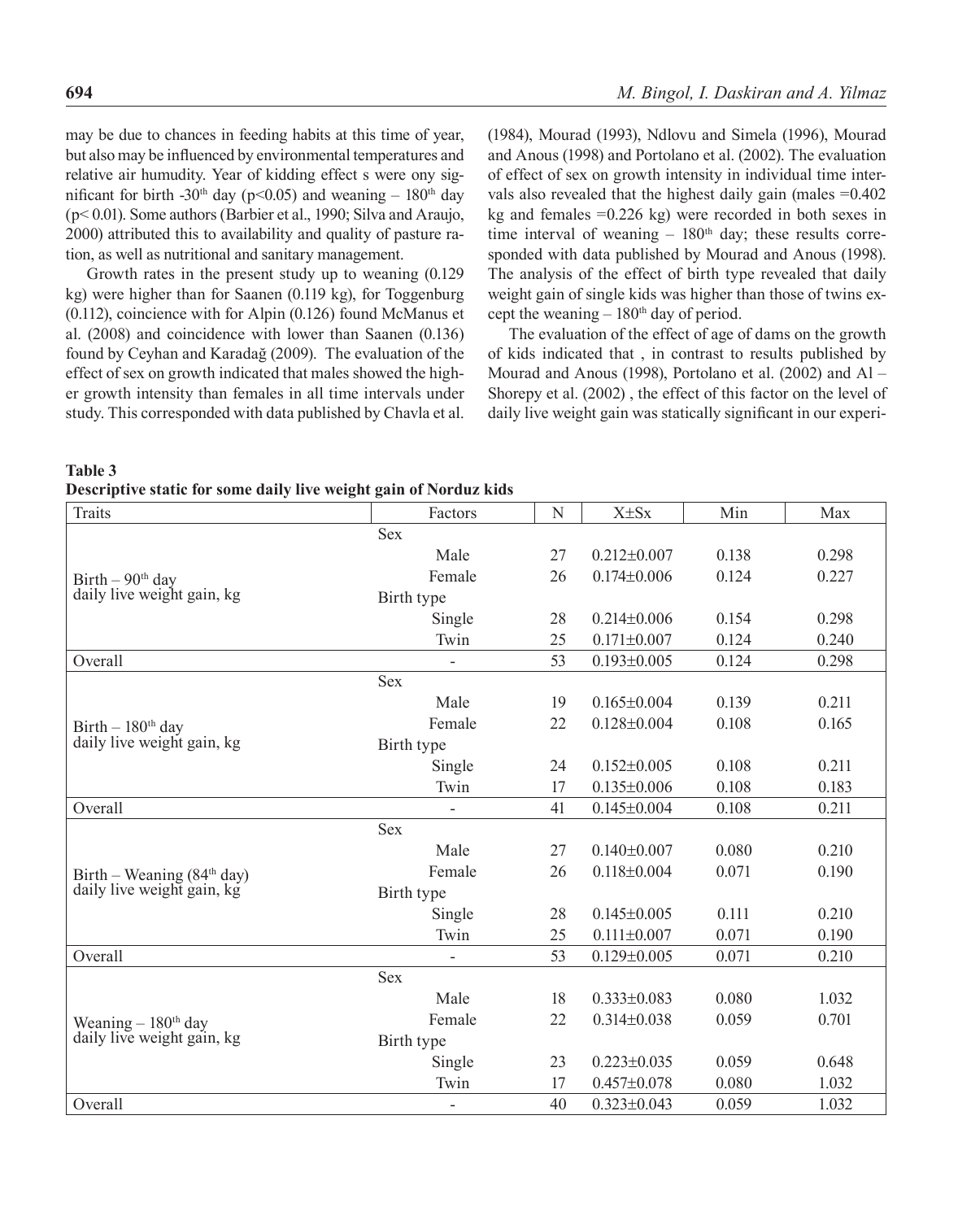may be due to chances in feeding habits at this time of year, but also may be influenced by environmental temperatures and relative air humudity. Year of kidding effect s were ony significant for birth -30th day ($p<0.05$) and weaning – 180th day ($p< 0.01$). Some authors (Barbier et al., 1990; Silva and Araujo, 2000) attributed this to availability and quality of pasture ration, as well as nutritional and sanitary management.

Growth rates in the present study up to weaning (0.129 kg) were higher than for Saanen (0.119 kg), for Toggenburg (0.112), coincience with for Alpin (0.126) found McManus et al. (2008) and coincidence with lower than Saanen (0.136) found by Ceyhan and Karadağ (2009). The evaluation of the effect of sex on growth indicated that males showed the higher growth intensity than females in all time intervals under study. This corresponded with data published by Chavla et al. (1984), Mourad (1993), Ndlovu and Simela (1996), Mourad and Anous (1998) and Portolano et al. (2002). The evaluation of effect of sex on growth intensity in individual time intervals also revealed that the highest daily gain (males =0.402 kg and females =0.226 kg) were recorded in both sexes in time interval of weaning – 180th day; these results corresponded with data published by Mourad and Anous (1998). The analysis of the effect of birth type revealed that daily weight gain of single kids was higher than those of twins except the weaning – 180th day of period.

The evaluation of the effect of age of dams on the growth of kids indicated that , in contrast to results published by Mourad and Anous (1998), Portolano et al. (2002) and Al – Shorepy et al. (2002) , the effect of this factor on the level of daily live weight gain was statically significant in our experi-

**Table 3**
**Descriptive static for some daily live weight gain of Norduz kids**

| Traits | Factors | N | X±Sx | Min | Max |
|---|---|---|---|---|---|
| Birth – 90th day daily live weight gain, kg | Sex | | | | |
| | Male | 27 | 0.212±0.007 | 0.138 | 0.298 |
| | Female | 26 | 0.174±0.006 | 0.124 | 0.227 |
| | Birth type | | | | |
| | Single | 28 | 0.214±0.006 | 0.154 | 0.298 |
| | Twin | 25 | 0.171±0.007 | 0.124 | 0.240 |
| Overall | - | 53 | 0.193±0.005 | 0.124 | 0.298 |
| Birth – 180th day daily live weight gain, kg | Sex | | | | |
| | Male | 19 | 0.165±0.004 | 0.139 | 0.211 |
| | Female | 22 | 0.128±0.004 | 0.108 | 0.165 |
| | Birth type | | | | |
| | Single | 24 | 0.152±0.005 | 0.108 | 0.211 |
| | Twin | 17 | 0.135±0.006 | 0.108 | 0.183 |
| Overall | - | 41 | 0.145±0.004 | 0.108 | 0.211 |
| Birth – Weaning (84th day) daily live weight gain, kg | Sex | | | | |
| | Male | 27 | 0.140±0.007 | 0.080 | 0.210 |
| | Female | 26 | 0.118±0.004 | 0.071 | 0.190 |
| | Birth type | | | | |
| | Single | 28 | 0.145±0.005 | 0.111 | 0.210 |
| | Twin | 25 | 0.111±0.007 | 0.071 | 0.190 |
| Overall | - | 53 | 0.129±0.005 | 0.071 | 0.210 |
| Weaning – 180th day daily live weight gain, kg | Sex | | | | |
| | Male | 18 | 0.333±0.083 | 0.080 | 1.032 |
| | Female | 22 | 0.314±0.038 | 0.059 | 0.701 |
| | Birth type | | | | |
| | Single | 23 | 0.223±0.035 | 0.059 | 0.648 |
| | Twin | 17 | 0.457±0.078 | 0.080 | 1.032 |
| Overall | - | 40 | 0.323±0.043 | 0.059 | 1.032 |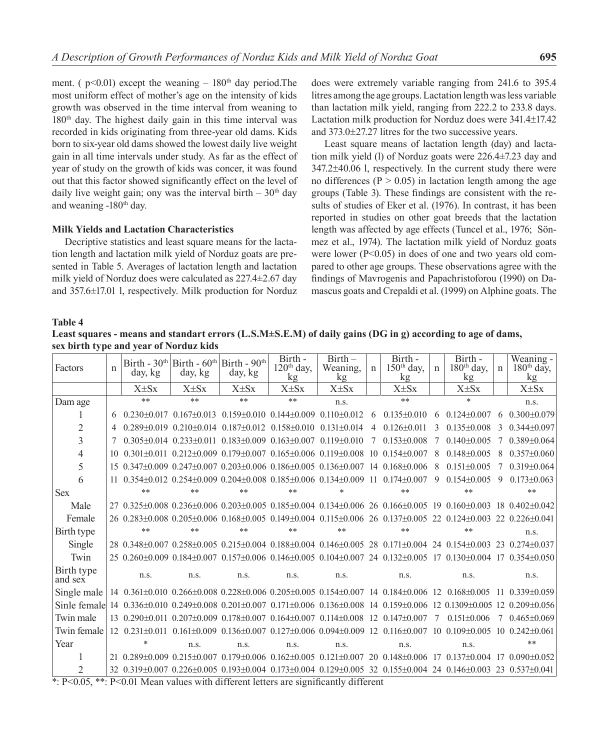ment. ( p<0.01) except the weaning – 180th day period.The most uniform effect of mother's age on the intensity of kids growth was observed in the time interval from weaning to 180th day. The highest daily gain in this time interval was recorded in kids originating from three-year old dams. Kids born to six-year old dams showed the lowest daily live weight gain in all time intervals under study. As far as the effect of year of study on the growth of kids was concer, it was found out that this factor showed significantly effect on the level of daily live weight gain; ony was the interval birth – 30th day and weaning -180th day.

### Milk Yields and Lactation Characteristics

Decriptive statistics and least square means for the lactation length and lactation milk yield of Norduz goats are presented in Table 5. Averages of lactation length and lactation milk yield of Norduz does were calculated as 227.4±2.67 day and 357.6±17.01 l, respectively. Milk production for Norduz does were extremely variable ranging from 241.6 to 395.4 litres among the age groups. Lactation length was less variable than lactation milk yield, ranging from 222.2 to 233.8 days. Lactation milk production for Norduz does were 341.4±17.42 and 373.0±27.27 litres for the two successive years.

Least square means of lactation length (day) and lactation milk yield (l) of Norduz goats were 226.4±7.23 day and 347.2±40.06 l, respectively. In the current study there were no differences (P > 0.05) in lactation length among the age groups (Table 3). These findings are consistent with the results of studies of Eker et al. (1976). In contrast, it has been reported in studies on other goat breeds that the lactation length was affected by age effects (Tuncel et al., 1976; Sönmez et al., 1974). The lactation milk yield of Norduz goats were lower (P<0.05) in does of one and two years old compared to other age groups. These observations agree with the findings of Mavrogenis and Papachristoforou (1990) on Damascus goats and Crepaldi et al. (1999) on Alphine goats. The

**Table 4**
**Least squares - means and standart errors (L.S.M±S.E.M) of daily gains (DG in g) according to age of dams, sex birth type and year of Norduz kids**

| Factors | n | Birth - 30th day, kg | Birth - 60th day, kg | Birth - 90th day, kg | Birth - 120th day, kg | Birth – Weaning, kg | n | Birth - 150th day, kg | n | Birth - 180th day, kg | n | Weaning - 180th day, kg |
|---|---|---|---|---|---|---|---|---|---|---|---|---|
| | | X±Sx | X±Sx | X±Sx | X±Sx | X±Sx | | X±Sx | | X±Sx | | X±Sx |
| Dam age | | ** | ** | ** | ** | n.s. | | ** | | * | | n.s. |
| 1 | 6 | 0.230±0.017 | 0.167±0.013 | 0.159±0.010 | 0.144±0.009 | 0.110±0.012 | 6 | 0.135±0.010 | 6 | 0.124±0.007 | 6 | 0.300±0.079 |
| 2 | 4 | 0.289±0.019 | 0.210±0.014 | 0.187±0.012 | 0.158±0.010 | 0.131±0.014 | 4 | 0.126±0.011 | 3 | 0.135±0.008 | 3 | 0.344±0.097 |
| 3 | 7 | 0.305±0.014 | 0.233±0.011 | 0.183±0.009 | 0.163±0.007 | 0.119±0.010 | 7 | 0.153±0.008 | 7 | 0.140±0.005 | 7 | 0.389±0.064 |
| 4 | 10 | 0.301±0.011 | 0.212±0.009 | 0.179±0.007 | 0.165±0.006 | 0.119±0.008 | 10 | 0.154±0.007 | 8 | 0.148±0.005 | 8 | 0.357±0.060 |
| 5 | 15 | 0.347±0.009 | 0.247±0.007 | 0.203±0.006 | 0.186±0.005 | 0.136±0.007 | 14 | 0.168±0.006 | 8 | 0.151±0.005 | 7 | 0.319±0.064 |
| 6 | 11 | 0.354±0.012 | 0.254±0.009 | 0.204±0.008 | 0.185±0.006 | 0.134±0.009 | 11 | 0.174±0.007 | 9 | 0.154±0.005 | 9 | 0.173±0.063 |
| Sex | | ** | ** | ** | ** | * | | ** | | ** | | ** |
| Male | 27 | 0.325±0.008 | 0.236±0.006 | 0.203±0.005 | 0.185±0.004 | 0.134±0.006 | 26 | 0.166±0.005 | 19 | 0.160±0.003 | 18 | 0.402±0.042 |
| Female | 26 | 0.283±0.008 | 0.205±0.006 | 0.168±0.005 | 0.149±0.004 | 0.115±0.006 | 26 | 0.137±0.005 | 22 | 0.124±0.003 | 22 | 0.226±0.041 |
| Birth type | | ** | ** | ** | ** | ** | | ** | | ** | | n.s. |
| Single | 28 | 0.348±0.007 | 0.258±0.005 | 0.215±0.004 | 0.188±0.004 | 0.146±0.005 | 28 | 0.171±0.004 | 24 | 0.154±0.003 | 23 | 0.274±0.037 |
| Twin | 25 | 0.260±0.009 | 0.184±0.007 | 0.157±0.006 | 0.146±0.005 | 0.104±0.007 | 24 | 0.132±0.005 | 17 | 0.130±0.004 | 17 | 0.354±0.050 |
| Birth type and sex | | n.s. | n.s. | n.s. | n.s. | n.s. | | n.s. | | n.s. | | n.s. |
| Single male | 14 | 0.361±0.010 | 0.266±0.008 | 0.228±0.006 | 0.205±0.005 | 0.154±0.007 | 14 | 0.184±0.006 | 12 | 0.168±0.005 | 11 | 0.339±0.059 |
| Sinle female | 14 | 0.336±0.010 | 0.249±0.008 | 0.201±0.007 | 0.171±0.006 | 0.136±0.008 | 14 | 0.159±0.006 | 12 | 0.1309±0.005 | 12 | 0.209±0.056 |
| Twin male | 13 | 0.290±0.011 | 0.207±0.009 | 0.178±0.007 | 0.164±0.007 | 0.114±0.008 | 12 | 0.147±0.007 | 7 | 0.151±0.006 | 7 | 0.465±0.069 |
| Twin female | 12 | 0.231±0.011 | 0.161±0.009 | 0.136±0.007 | 0.127±0.006 | 0.094±0.009 | 12 | 0.116±0.007 | 10 | 0.109±0.005 | 10 | 0.242±0.061 |
| Year | | * | n.s. | n.s. | n.s. | n.s. | | n.s. | | n.s. | | ** |
| 1 | 21 | 0.289±0.009 | 0.215±0.007 | 0.179±0.006 | 0.162±0.005 | 0.121±0.007 | 20 | 0.148±0.006 | 17 | 0.137±0.004 | 17 | 0.090±0.052 |
| 2 | 32 | 0.319±0.007 | 0.226±0.005 | 0.193±0.004 | 0.173±0.004 | 0.129±0.005 | 32 | 0.155±0.004 | 24 | 0.146±0.003 | 23 | 0.537±0.041 |

*: P<0.05, **: P<0.01 Mean values with different letters are significantly different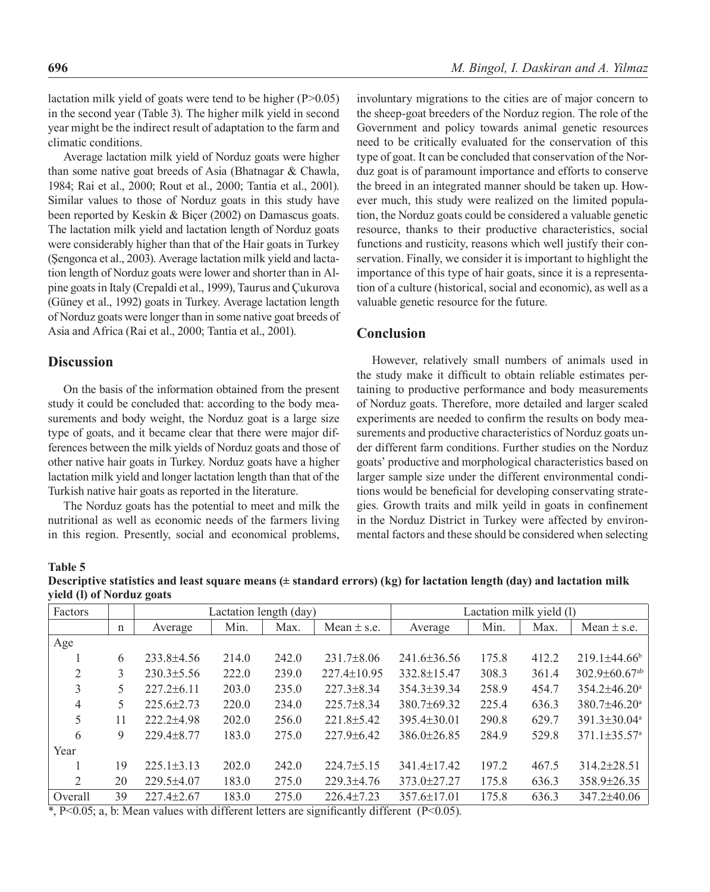lactation milk yield of goats were tend to be higher ($P>0.05$) in the second year (Table 3). The higher milk yield in second year might be the indirect result of adaptation to the farm and climatic conditions.

Average lactation milk yield of Norduz goats were higher than some native goat breeds of Asia (Bhatnagar & Chawla, 1984; Rai et al., 2000; Rout et al., 2000; Tantia et al., 2001). Similar values to those of Norduz goats in this study have been reported by Keskin & Biçer (2002) on Damascus goats. The lactation milk yield and lactation length of Norduz goats were considerably higher than that of the Hair goats in Turkey (Şengonca et al., 2003). Average lactation milk yield and lactation length of Norduz goats were lower and shorter than in Alpine goats in Italy (Crepaldi et al., 1999), Taurus and Çukurova (Güney et al., 1992) goats in Turkey. Average lactation length of Norduz goats were longer than in some native goat breeds of Asia and Africa (Rai et al., 2000; Tantia et al., 2001).

## Discussion

On the basis of the information obtained from the present study it could be concluded that: according to the body measurements and body weight, the Norduz goat is a large size type of goats, and it became clear that there were major differences between the milk yields of Norduz goats and those of other native hair goats in Turkey. Norduz goats have a higher lactation milk yield and longer lactation length than that of the Turkish native hair goats as reported in the literature.

The Norduz goats has the potential to meet and milk the nutritional as well as economic needs of the farmers living in this region. Presently, social and economical problems, involuntary migrations to the cities are of major concern to the sheep-goat breeders of the Norduz region. The role of the Government and policy towards animal genetic resources need to be critically evaluated for the conservation of this type of goat. It can be concluded that conservation of the Norduz goat is of paramount importance and efforts to conserve the breed in an integrated manner should be taken up. However much, this study were realized on the limited population, the Norduz goats could be considered a valuable genetic resource, thanks to their productive characteristics, social functions and rusticity, reasons which well justify their conservation. Finally, we consider it is important to highlight the importance of this type of hair goats, since it is a representation of a culture (historical, social and economic), as well as a valuable genetic resource for the future.

## Conclusion

However, relatively small numbers of animals used in the study make it difficult to obtain reliable estimates pertaining to productive performance and body measurements of Norduz goats. Therefore, more detailed and larger scaled experiments are needed to confirm the results on body measurements and productive characteristics of Norduz goats under different farm conditions. Further studies on the Norduz goats' productive and morphological characteristics based on larger sample size under the different environmental conditions would be beneficial for developing conservating strategies. Growth traits and milk yeild in goats in confinement in the Norduz District in Turkey were affected by environmental factors and these should be considered when selecting

**Table 5**
**Descriptive statistics and least square means (± standard errors) (kg) for lactation length (day) and lactation milk yield (l) of Norduz goats**

| Factors | | Lactation length (day) | | | | Lactation milk yield (l) | | | |
|---|---|---|---|---|---|---|---|---|---|
| | n | Average | Min. | Max. | Mean ± s.e. | Average | Min. | Max. | Mean ± s.e. |
| Age | | | | | | | | | |
| 1 | 6 | 233.8±4.56 | 214.0 | 242.0 | 231.7±8.06 | 241.6±36.56 | 175.8 | 412.2 | 219.1±44.66[b] |
| 2 | 3 | 230.3±5.56 | 222.0 | 239.0 | 227.4±10.95 | 332.8±15.47 | 308.3 | 361.4 | 302.9±60.67[ab] |
| 3 | 5 | 227.2±6.11 | 203.0 | 235.0 | 227.3±8.34 | 354.3±39.34 | 258.9 | 454.7 | 354.2±46.20[a] |
| 4 | 5 | 225.6±2.73 | 220.0 | 234.0 | 225.7±8.34 | 380.7±69.32 | 225.4 | 636.3 | 380.7±46.20[a] |
| 5 | 11 | 222.2±4.98 | 202.0 | 256.0 | 221.8±5.42 | 395.4±30.01 | 290.8 | 629.7 | 391.3±30.04[a] |
| 6 | 9 | 229.4±8.77 | 183.0 | 275.0 | 227.9±6.42 | 386.0±26.85 | 284.9 | 529.8 | 371.1±35.57[a] |
| Year | | | | | | | | | |
| 1 | 19 | 225.1±3.13 | 202.0 | 242.0 | 224.7±5.15 | 341.4±17.42 | 197.2 | 467.5 | 314.2±28.51 |
| 2 | 20 | 229.5±4.07 | 183.0 | 275.0 | 229.3±4.76 | 373.0±27.27 | 175.8 | 636.3 | 358.9±26.35 |
| Overall | 39 | 227.4±2.67 | 183.0 | 275.0 | 226.4±7.23 | 357.6±17.01 | 175.8 | 636.3 | 347.2±40.06 |

*, $P<0.05$; a, b: Mean values with different letters are significantly different ($P<0.05$).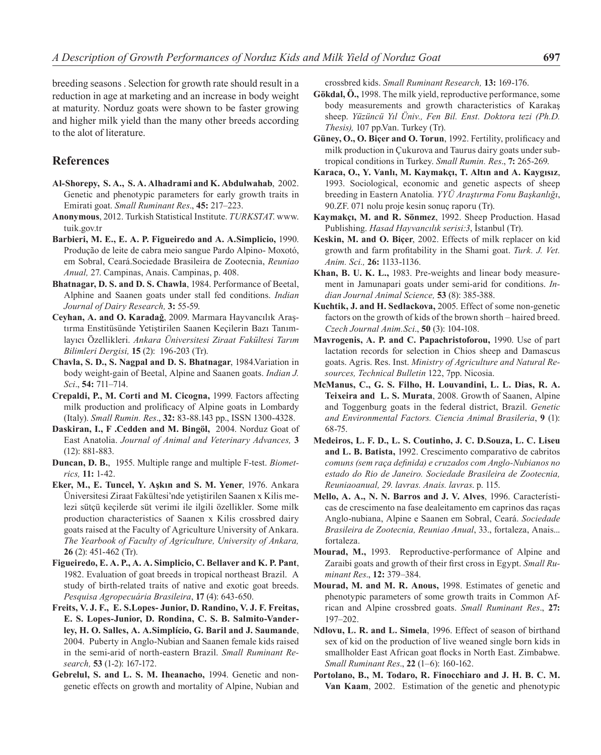breeding seasons . Selection for growth rate should result in a reduction in age at marketing and an increase in body weight at maturity. Norduz goats were shown to be faster growing and higher milk yield than the many other breeds according to the alot of literature.

## References

**Al-Shorepy, S. A., S. A. Alhadrami and K. Abdulwahab**, 2002. Genetic and phenotypic parameters for early growth traits in Emirati goat. *Small Ruminant Res*., **45:** 217–223.

**Anonymous**, 2012. Turkish Statistical Institute. *TURKSTAT*. www.tuik.gov.tr

**Barbieri, M. E., E. A. P. Figueiredo and A. A.Simplicio,** 1990. Produção de leite de cabra meio sangue Pardo Alpino- Moxotó, em Sobral, Ceará.Sociedade Brasileira de Zootecnia, *Reuniao Anual,* 27. Campinas, Anais. Campinas, p. 408.

**Bhatnagar, D. S. and D. S. Chawla**, 1984. Performance of Beetal, Alphine and Saanen goats under stall fed conditions. *Indian Journal of Dairy Research,* **3:** 55-59.

**Ceyhan, A. and O. Karadağ**, 2009. Marmara Hayvancılık Araştırma Enstitüsünde Yetiştirilen Saanen Keçilerin Bazı Tanımlayıcı Özellikleri. *Ankara Üniversitesi Ziraat Fakültesi Tarım Bilimleri Dergisi,* **15** (2): 196-203 (Tr).

**Chavla, S. D., S. Nagpal and D. S. Bhatnagar**, 1984.Variation in body weight-gain of Beetal, Alpine and Saanen goats. *Indian J. Sci*., **54:** 711–714.

**Crepaldi, P., M. Corti and M. Cicogna,** 1999. Factors affecting milk production and prolificacy of Alpine goats in Lombardy (Italy). *Small Rumin. Res*., **32:** 83-88.143 pp., ISSN 1300-4328.

**Daskiran, I., F .Cedden and M. Bingöl,** 2004. Norduz Goat of East Anatolia. *Journal of Animal and Veterinary Advances,* **3** (12): 881-883.

**Duncan, D. B.**, 1955. Multiple range and multiple F-test. *Biometrics,* **11:** 1-42.

**Eker, M., E. Tuncel, Y. Aşkın and S. M. Yener**, 1976. Ankara Üniversitesi Ziraat Fakültesi'nde yetiştirilen Saanen x Kilis melezi sütçü keçilerde süt verimi ile ilgili özellikler. Some milk production characteristics of Saanen x Kilis crossbred dairy goats raised at the Faculty of Agriculture University of Ankara. *The Yearbook of Faculty of Agriculture, University of Ankara,* **26** (2): 451-462 (Tr).

**Figueiredo, E. A. P., A. A. Simplicio, C. Bellaver and K. P. Pant**, 1982. Evaluation of goat breeds in tropical northeast Brazil. A study of birth-related traits of native and exotic goat breeds. *Pesquisa Agropecuária Brasileira*, **17** (4): 643-650.

**Freits, V. J. F., E. S.Lopes- Junior, D. Randino, V. J. F. Freitas, E. S. Lopes-Junior, D. Rondina, C. S. B. Salmito-Vanderley, H. O. Salles, A. A.Simplício, G. Baril and J. Saumande**, 2004. Puberty in Anglo-Nubian and Saanen female kids raised in the semi-arid of north-eastern Brazil. *Small Ruminant Research,* **53** (1-2): 167-172.

**Gebrelul, S. and L. S. M. Iheanacho,** 1994. Genetic and non-genetic effects on growth and mortality of Alpine, Nubian and crossbred kids. *Small Ruminant Research,* **13:** 169-176.

**Gökdal, Ö.,** 1998. The milk yield, reproductive performance, some body measurements and growth characteristics of Karakaş sheep. *Yüzüncü Yıl Üniv., Fen Bil. Enst. Doktora tezi (Ph.D. Thesis),* 107 pp.Van. Turkey (Tr).

**Güney, O., O. Biçer and O. Torun**, 1992. Fertility, prolificacy and milk production in Çukurova and Taurus dairy goats under subtropical conditions in Turkey. *Small Rumin. Res*., **7:** 265-269.

**Karaca, O., Y. Vanlı, M. Kaymakçı, T. Altın and A. Kaygısız**, 1993. Sociological, economic and genetic aspects of sheep breeding in Eastern Anatolia*. YYÜ Araştırma Fonu Başkanlığı*, 90.ZF. 071 nolu proje kesin sonuç raporu (Tr).

**Kaymakçı, M. and R. Sönmez**, 1992. Sheep Production. Hasad Publishing. *Hasad Hayvancılık serisi:3*, İstanbul (Tr).

**Keskin, M. and O. Biçer**, 2002. Effects of milk replacer on kid growth and farm profitability in the Shami goat. *Turk. J. Vet. Anim. Sci.,* **26:** 1133-1136.

**Khan, B. U. K. L.,** 1983. Pre-weights and linear body measurement in Jamunapari goats under semi-arid for conditions. *Indian Journal Animal Science,* **53** (8): 385-388.

**Kuchtik, J. and H. Sedlackova,** 2005. Effect of some non-genetic factors on the growth of kids of the brown shorth – haired breed. *Czech Journal Anim.Sci*., **50** (3): 104-108.

**Mavrogenis, A. P. and C. Papachristoforou,** 1990. Use of part lactation records for selection in Chios sheep and Damascus goats. Agris. Res. Inst. *Ministry of Agriculture and Natural Resources, Technical Bulletin* 122, 7pp. Nicosia.

**McManus, C., G. S. Filho, H. Louvandini, L. L. Dias, R. A. Teixeira and L. S. Murata**, 2008. Growth of Saanen, Alpine and Toggenburg goats in the federal district, Brazil. *Genetic and Environmental Factors. Ciencia Animal Brasileria*, **9** (1): 68-75.

**Medeiros, L. F. D., L. S. Coutinho, J. C. D.Souza, L. C. Liseu and L. B. Batista,** 1992. Crescimento comparativo de cabritos *comuns (sem raça definida) e cruzados com Anglo-Nubianos no estado do Rio de Janeiro. Sociedade Brasileira de Zootecnia, Reuniaoanual, 29. lavras. Anais. lavras*. p. 115.

**Mello, A. A., N. N. Barros and J. V. Alves**, 1996. Características de crescimento na fase dealeitamento em caprinos das raças Anglo-nubiana, Alpine e Saanen em Sobral, Ceará. *Sociedade Brasileira de Zootecnia, Reuniao Anual*, 33., fortaleza, Anais... fortaleza.

**Mourad, M.,** 1993. Reproductive-performance of Alpine and Zaraibi goats and growth of their first cross in Egypt. *Small Ruminant Res*., **12:** 379–384.

**Mourad, M. and M. R. Anous,** 1998. Estimates of genetic and phenotypic parameters of some growth traits in Common African and Alpine crossbred goats. *Small Ruminant Res*., **27:** 197–202.

**Ndlovu, L. R. and L. Simela**, 1996. Effect of season of birthand sex of kid on the production of live weaned single born kids in smallholder East African goat flocks in North East. Zimbabwe. *Small Ruminant Res*., **22** (1–6): 160-162.

**Portolano, B., M. Todaro, R. Finocchiaro and J. H. B. C. M. Van Kaam**, 2002. Estimation of the genetic and phenotypic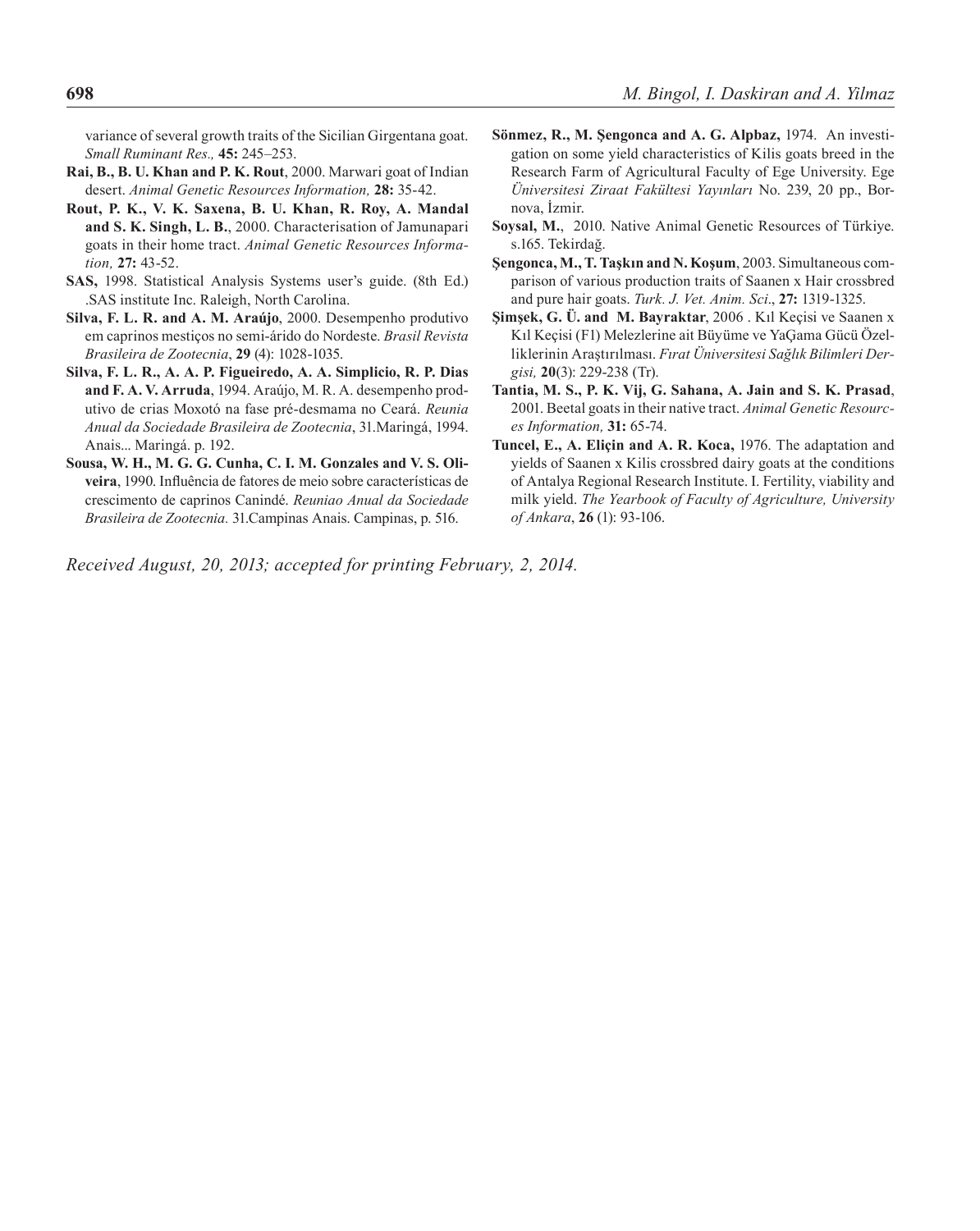variance of several growth traits of the Sicilian Girgentana goat. *Small Ruminant Res.,* **45:** 245–253.

**Rai, B., B. U. Khan and P. K. Rout**, 2000. Marwari goat of Indian desert. *Animal Genetic Resources Information,* **28:** 35-42.

**Rout, P. K., V. K. Saxena, B. U. Khan, R. Roy, A. Mandal and S. K. Singh, L. B.**, 2000. Characterisation of Jamunapari goats in their home tract. *Animal Genetic Resources Information,* **27:** 43-52.

**SAS,** 1998. Statistical Analysis Systems user's guide. (8th Ed.) .SAS institute Inc. Raleigh, North Carolina.

**Silva, F. L. R. and A. M. Araújo**, 2000. Desempenho produtivo em caprinos mestiços no semi-árido do Nordeste. *Brasil Revista Brasileira de Zootecnia*, **29** (4): 1028-1035.

**Silva, F. L. R., A. A. P. Figueiredo, A. A. Simplicio, R. P. Dias and F. A. V. Arruda**, 1994. Araújo, M. R. A. desempenho produtivo de crias Moxotó na fase pré-desmama no Ceará. *Reunia Anual da Sociedade Brasileira de Zootecnia*, 31.Maringá, 1994. Anais... Maringá. p. 192.

**Sousa, W. H., M. G. G. Cunha, C. I. M. Gonzales and V. S. Oliveira**, 1990. Influência de fatores de meio sobre características de crescimento de caprinos Canindé. *Reuniao Anual da Sociedade Brasileira de Zootecnia.* 31.Campinas Anais. Campinas, p. 516.

**Sönmez, R., M. Şengonca and A. G. Alpbaz,** 1974. An investigation on some yield characteristics of Kilis goats breed in the Research Farm of Agricultural Faculty of Ege University. Ege *Üniversitesi Ziraat Fakültesi Yayınları* No. 239, 20 pp., Bornova, İzmir.

**Soysal, M.**, 2010. Native Animal Genetic Resources of Türkiye. s.165. Tekirdağ.

**Şengonca, M., T. Taşkın and N. Koşum**, 2003. Simultaneous comparison of various production traits of Saanen x Hair crossbred and pure hair goats. *Turk. J. Vet. Anim. Sci*., **27:** 1319-1325.

**Şimşek, G. Ü. and M. Bayraktar**, 2006 . Kıl Keçisi ve Saanen x Kıl Keçisi (F1) Melezlerine ait Büyüme ve YaÇama Gücü Özelliklerinin Araştırılması. *Fırat Üniversitesi Sağlık Bilimleri Dergisi,* **20**(3): 229-238 (Tr).

**Tantia, M. S., P. K. Vij, G. Sahana, A. Jain and S. K. Prasad**, 2001. Beetal goats in their native tract. *Animal Genetic Resources Information,* **31:** 65-74.

**Tuncel, E., A. Eliçin and A. R. Koca,** 1976. The adaptation and yields of Saanen x Kilis crossbred dairy goats at the conditions of Antalya Regional Research Institute. I. Fertility, viability and milk yield. *The Yearbook of Faculty of Agriculture, University of Ankara*, **26** (1): 93-106.

*Received August, 20, 2013; accepted for printing February, 2, 2014.*